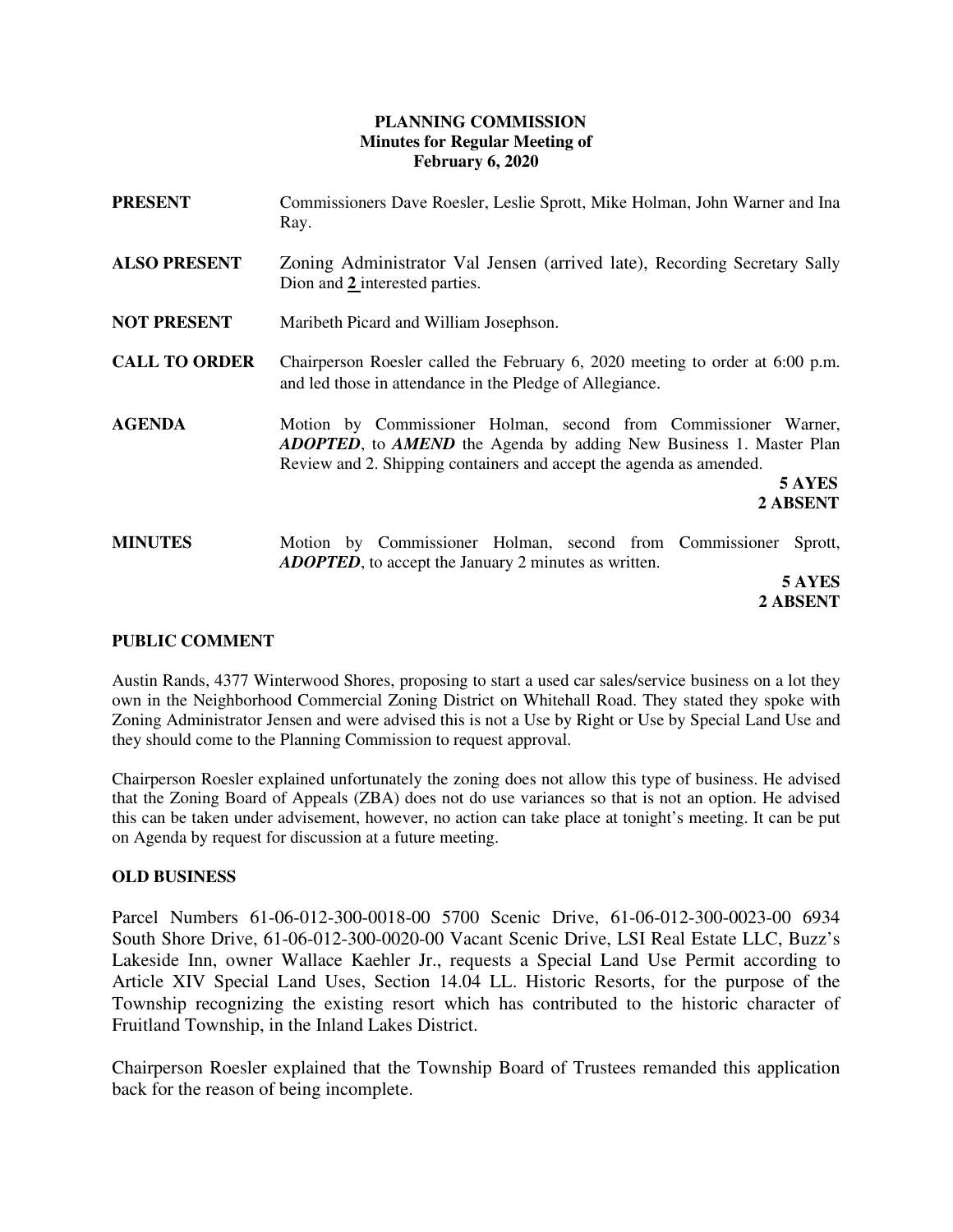**PLANNING COMMISSION**
**Minutes for Regular Meeting of**
**February 6, 2020**

**PRESENT** Commissioners Dave Roesler, Leslie Sprott, Mike Holman, John Warner and Ina Ray.

**ALSO PRESENT** Zoning Administrator Val Jensen (arrived late), Recording Secretary Sally Dion and **2** interested parties.

**NOT PRESENT** Maribeth Picard and William Josephson.

**CALL TO ORDER** Chairperson Roesler called the February 6, 2020 meeting to order at 6:00 p.m. and led those in attendance in the Pledge of Allegiance.

**AGENDA** Motion by Commissioner Holman, second from Commissioner Warner, ***ADOPTED***, to ***AMEND*** the Agenda by adding New Business 1. Master Plan Review and 2. Shipping containers and accept the agenda as amended.

**5 AYES**
**2 ABSENT**

**MINUTES** Motion by Commissioner Holman, second from Commissioner Sprott, ***ADOPTED***, to accept the January 2 minutes as written.

**5 AYES**
**2 ABSENT**

**PUBLIC COMMENT**

Austin Rands, 4377 Winterwood Shores, proposing to start a used car sales/service business on a lot they own in the Neighborhood Commercial Zoning District on Whitehall Road. They stated they spoke with Zoning Administrator Jensen and were advised this is not a Use by Right or Use by Special Land Use and they should come to the Planning Commission to request approval.

Chairperson Roesler explained unfortunately the zoning does not allow this type of business. He advised that the Zoning Board of Appeals (ZBA) does not do use variances so that is not an option. He advised this can be taken under advisement, however, no action can take place at tonight's meeting. It can be put on Agenda by request for discussion at a future meeting.

**OLD BUSINESS**

Parcel Numbers 61-06-012-300-0018-00 5700 Scenic Drive, 61-06-012-300-0023-00 6934 South Shore Drive, 61-06-012-300-0020-00 Vacant Scenic Drive, LSI Real Estate LLC, Buzz's Lakeside Inn, owner Wallace Kaehler Jr., requests a Special Land Use Permit according to Article XIV Special Land Uses, Section 14.04 LL. Historic Resorts, for the purpose of the Township recognizing the existing resort which has contributed to the historic character of Fruitland Township, in the Inland Lakes District.

Chairperson Roesler explained that the Township Board of Trustees remanded this application back for the reason of being incomplete.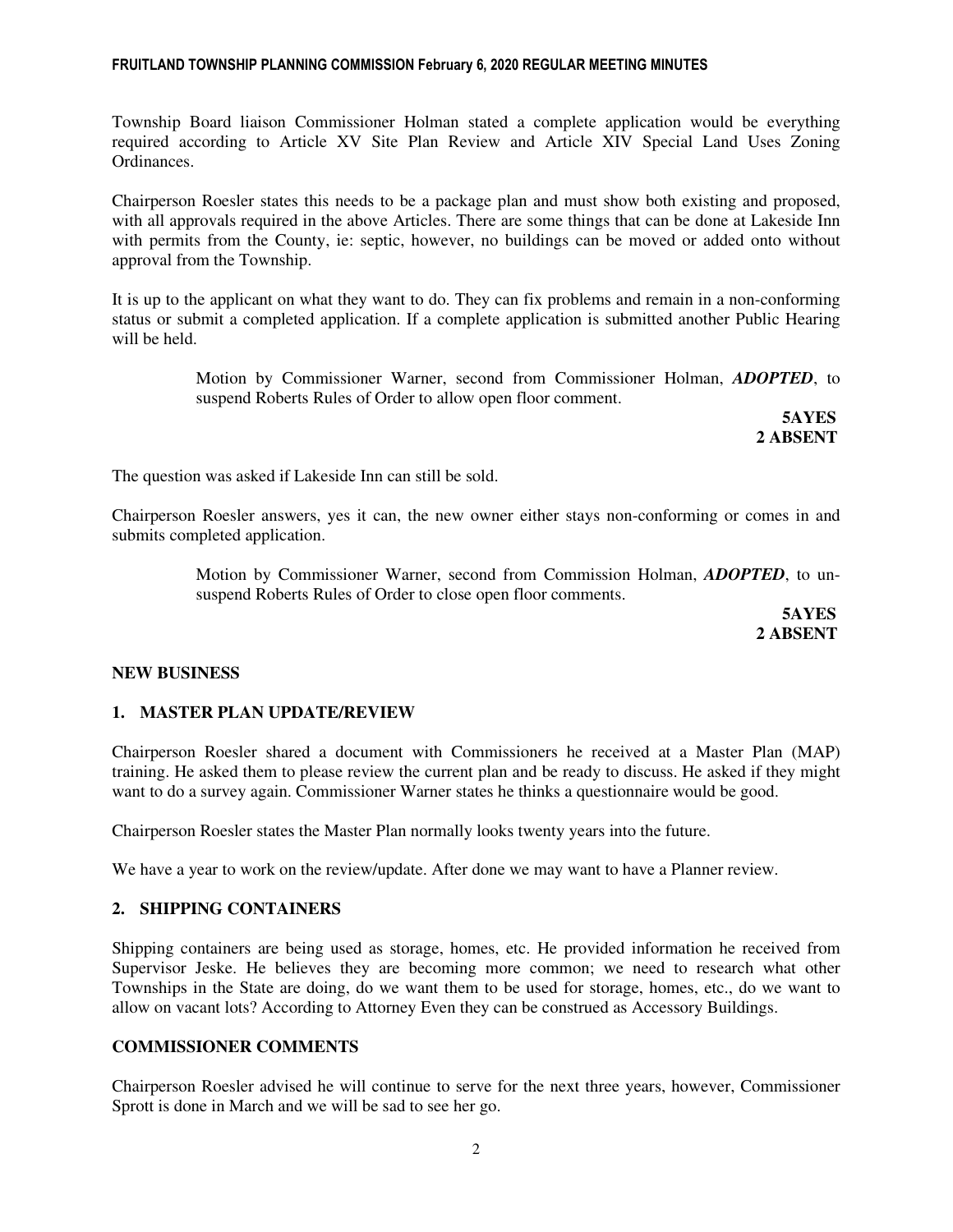Township Board liaison Commissioner Holman stated a complete application would be everything required according to Article XV Site Plan Review and Article XIV Special Land Uses Zoning Ordinances.

Chairperson Roesler states this needs to be a package plan and must show both existing and proposed, with all approvals required in the above Articles. There are some things that can be done at Lakeside Inn with permits from the County, ie: septic, however, no buildings can be moved or added onto without approval from the Township.

It is up to the applicant on what they want to do. They can fix problems and remain in a non-conforming status or submit a completed application. If a complete application is submitted another Public Hearing will be held.

> Motion by Commissioner Warner, second from Commissioner Holman, ***ADOPTED***, to suspend Roberts Rules of Order to allow open floor comment.
>
> **5AYES**
> **2 ABSENT**

The question was asked if Lakeside Inn can still be sold.

Chairperson Roesler answers, yes it can, the new owner either stays non-conforming or comes in and submits completed application.

> Motion by Commissioner Warner, second from Commission Holman, ***ADOPTED***, to un-suspend Roberts Rules of Order to close open floor comments.
>
> **5AYES**
> **2 ABSENT**

## NEW BUSINESS

### 1. MASTER PLAN UPDATE/REVIEW

Chairperson Roesler shared a document with Commissioners he received at a Master Plan (MAP) training. He asked them to please review the current plan and be ready to discuss. He asked if they might want to do a survey again. Commissioner Warner states he thinks a questionnaire would be good.

Chairperson Roesler states the Master Plan normally looks twenty years into the future.

We have a year to work on the review/update. After done we may want to have a Planner review.

### 2. SHIPPING CONTAINERS

Shipping containers are being used as storage, homes, etc. He provided information he received from Supervisor Jeske. He believes they are becoming more common; we need to research what other Townships in the State are doing, do we want them to be used for storage, homes, etc., do we want to allow on vacant lots? According to Attorney Even they can be construed as Accessory Buildings.

## COMMISSIONER COMMENTS

Chairperson Roesler advised he will continue to serve for the next three years, however, Commissioner Sprott is done in March and we will be sad to see her go.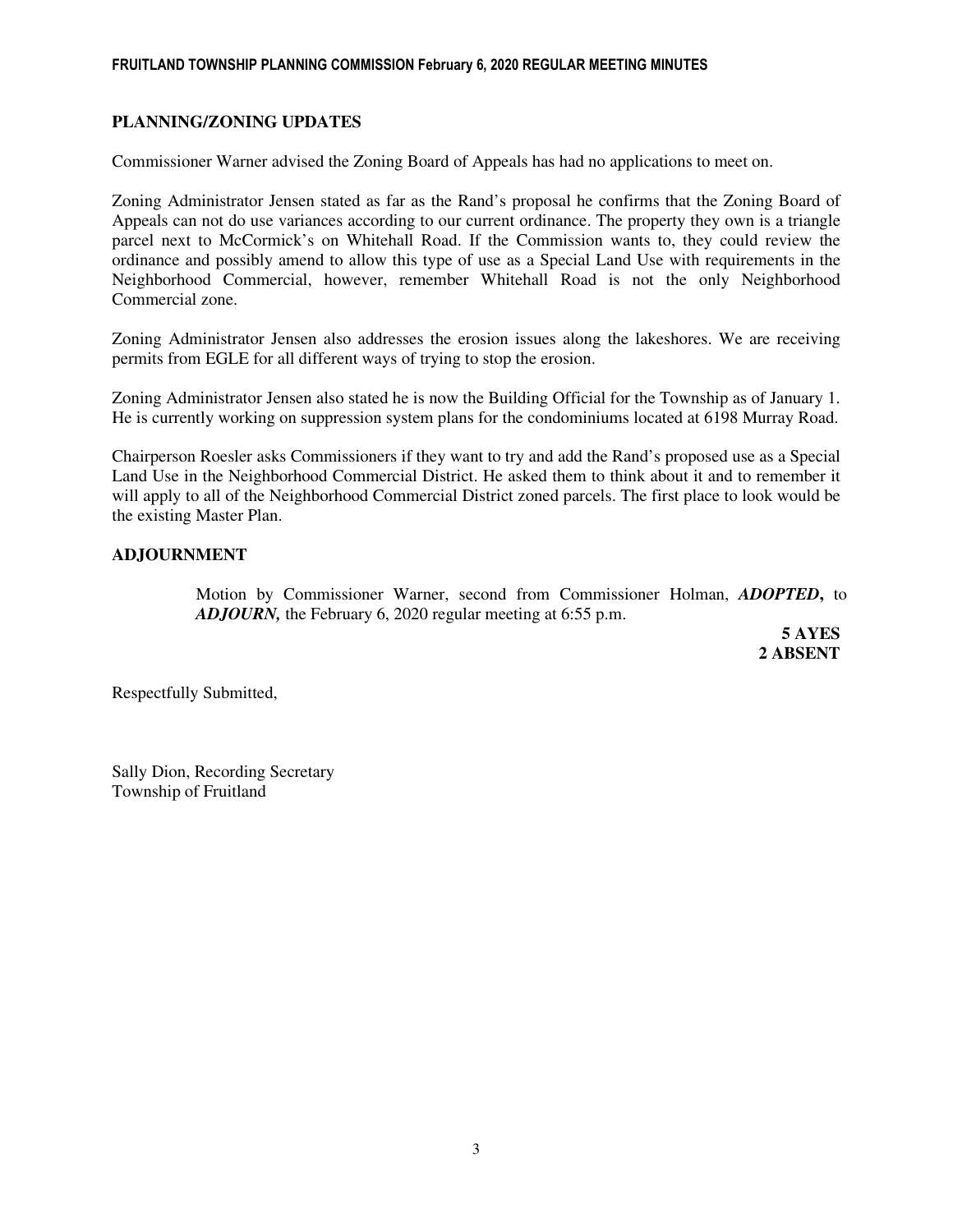## PLANNING/ZONING UPDATES

Commissioner Warner advised the Zoning Board of Appeals has had no applications to meet on.

Zoning Administrator Jensen stated as far as the Rand's proposal he confirms that the Zoning Board of Appeals can not do use variances according to our current ordinance. The property they own is a triangle parcel next to McCormick's on Whitehall Road. If the Commission wants to, they could review the ordinance and possibly amend to allow this type of use as a Special Land Use with requirements in the Neighborhood Commercial, however, remember Whitehall Road is not the only Neighborhood Commercial zone.

Zoning Administrator Jensen also addresses the erosion issues along the lakeshores. We are receiving permits from EGLE for all different ways of trying to stop the erosion.

Zoning Administrator Jensen also stated he is now the Building Official for the Township as of January 1. He is currently working on suppression system plans for the condominiums located at 6198 Murray Road.

Chairperson Roesler asks Commissioners if they want to try and add the Rand's proposed use as a Special Land Use in the Neighborhood Commercial District. He asked them to think about it and to remember it will apply to all of the Neighborhood Commercial District zoned parcels. The first place to look would be the existing Master Plan.

## ADJOURNMENT

Motion by Commissioner Warner, second from Commissioner Holman, ***ADOPTED***, to ***ADJOURN***, the February 6, 2020 regular meeting at 6:55 p.m.

**5 AYES**
**2 ABSENT**

Respectfully Submitted,

Sally Dion, Recording Secretary
Township of Fruitland